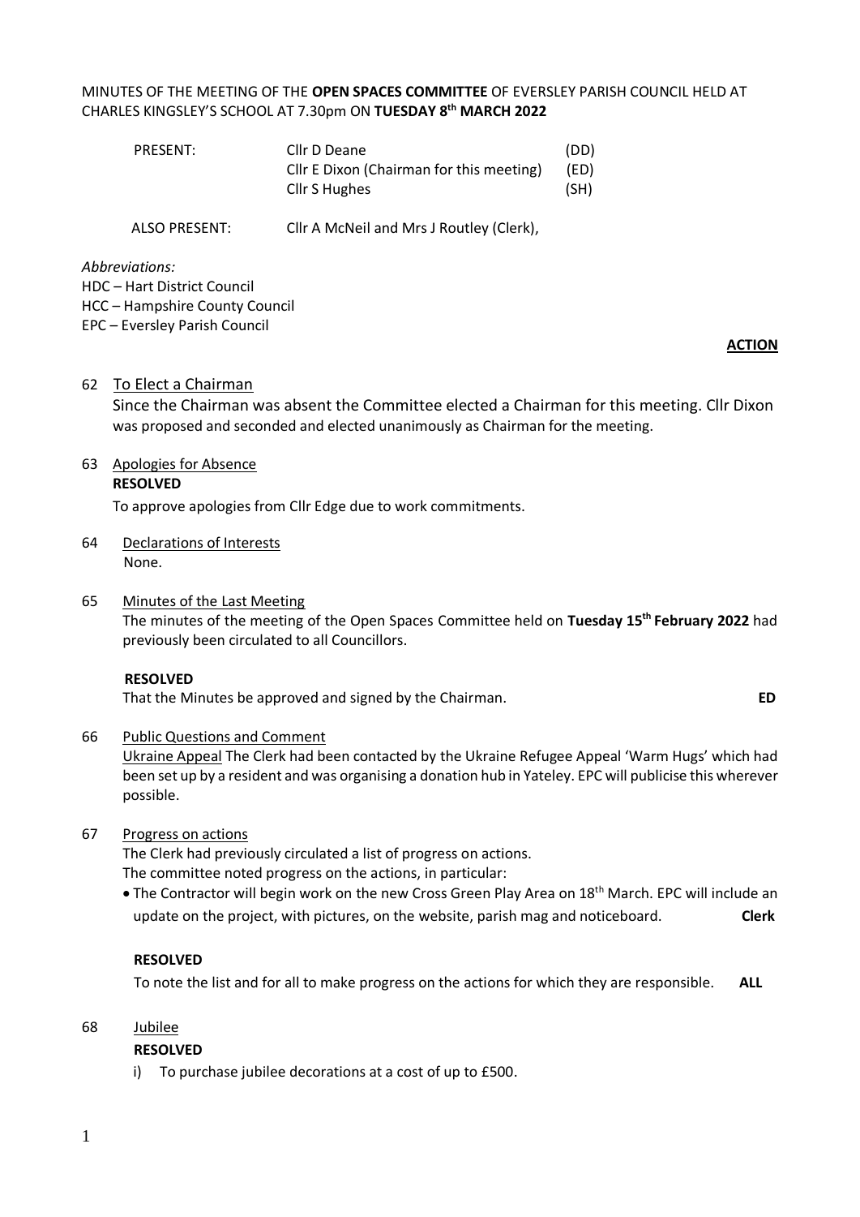MINUTES OF THE MEETING OF THE **OPEN SPACES COMMITTEE** OF EVERSLEY PARISH COUNCIL HELD AT CHARLES KINGSLEY'S SCHOOL AT 7.30pm ON **TUESDAY 8th MARCH 2022**

| | | |
|---|---|---|
| PRESENT: | Cllr D Deane | (DD) |
| | Cllr E Dixon (Chairman for this meeting) | (ED) |
| | Cllr S Hughes | (SH) |
| ALSO PRESENT: | Cllr A McNeil and Mrs J Routley (Clerk), | |

*Abbreviations:*
HDC – Hart District Council
HCC – Hampshire County Council
EPC – Eversley Parish Council

**ACTION**

62 To Elect a Chairman

Since the Chairman was absent the Committee elected a Chairman for this meeting. Cllr Dixon was proposed and seconded and elected unanimously as Chairman for the meeting.

63 Apologies for Absence

**RESOLVED**

To approve apologies from Cllr Edge due to work commitments.

64 Declarations of Interests

None.

65 Minutes of the Last Meeting

The minutes of the meeting of the Open Spaces Committee held on **Tuesday 15th February 2022** had previously been circulated to all Councillors.

**RESOLVED**

That the Minutes be approved and signed by the Chairman. **ED**

66 Public Questions and Comment

Ukraine Appeal The Clerk had been contacted by the Ukraine Refugee Appeal 'Warm Hugs' which had been set up by a resident and was organising a donation hub in Yateley. EPC will publicise this wherever possible.

67 Progress on actions

The Clerk had previously circulated a list of progress on actions.
The committee noted progress on the actions, in particular:

- The Contractor will begin work on the new Cross Green Play Area on 18th March. EPC will include an update on the project, with pictures, on the website, parish mag and noticeboard. **Clerk**

**RESOLVED**

To note the list and for all to make progress on the actions for which they are responsible. **ALL**

68 Jubilee

**RESOLVED**

i) To purchase jubilee decorations at a cost of up to £500.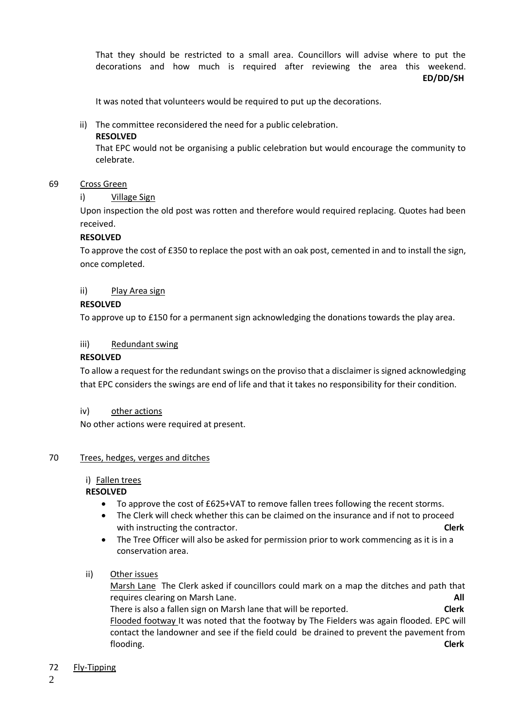That they should be restricted to a small area. Councillors will advise where to put the decorations and how much is required after reviewing the area this weekend. **ED/DD/SH**

It was noted that volunteers would be required to put up the decorations.

ii) The committee reconsidered the need for a public celebration.

**RESOLVED**

That EPC would not be organising a public celebration but would encourage the community to celebrate.

69 Cross Green

i) Village Sign

Upon inspection the old post was rotten and therefore would required replacing. Quotes had been received.

**RESOLVED**

To approve the cost of £350 to replace the post with an oak post, cemented in and to install the sign, once completed.

ii) Play Area sign

**RESOLVED**

To approve up to £150 for a permanent sign acknowledging the donations towards the play area.

iii) Redundant swing

**RESOLVED**

To allow a request for the redundant swings on the proviso that a disclaimer is signed acknowledging that EPC considers the swings are end of life and that it takes no responsibility for their condition.

iv) other actions

No other actions were required at present.

70 Trees, hedges, verges and ditches

i) Fallen trees

**RESOLVED**

- To approve the cost of £625+VAT to remove fallen trees following the recent storms.
- The Clerk will check whether this can be claimed on the insurance and if not to proceed with instructing the contractor. **Clerk**
- The Tree Officer will also be asked for permission prior to work commencing as it is in a conservation area.

ii) Other issues

Marsh Lane The Clerk asked if councillors could mark on a map the ditches and path that requires clearing on Marsh Lane. **All**

There is also a fallen sign on Marsh lane that will be reported. **Clerk**

Flooded footway It was noted that the footway by The Fielders was again flooded. EPC will contact the landowner and see if the field could be drained to prevent the pavement from flooding. **Clerk**

72 Fly-Tipping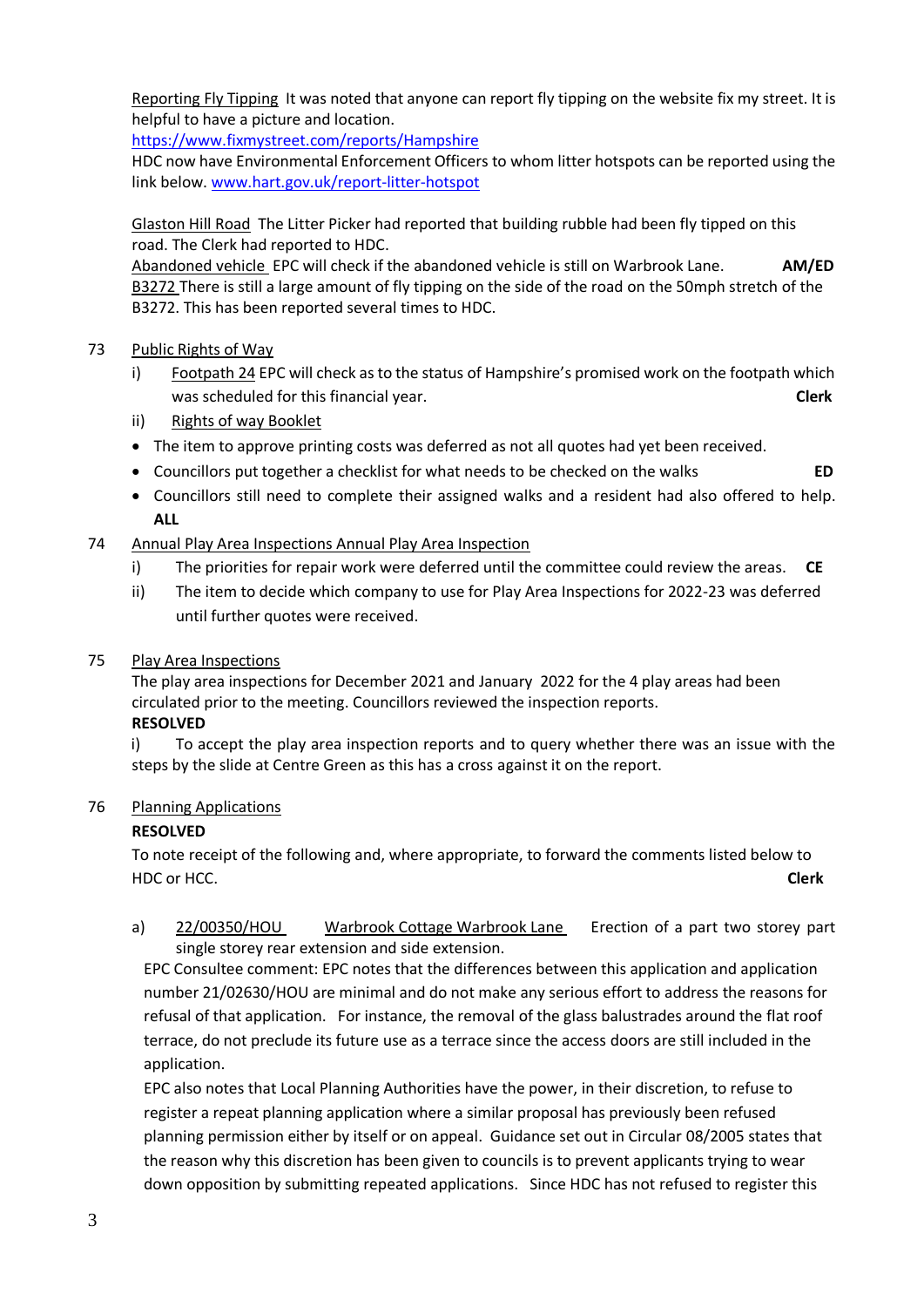Reporting Fly Tipping It was noted that anyone can report fly tipping on the website fix my street. It is helpful to have a picture and location.
https://www.fixmystreet.com/reports/Hampshire
HDC now have Environmental Enforcement Officers to whom litter hotspots can be reported using the link below. www.hart.gov.uk/report-litter-hotspot

Glaston Hill Road The Litter Picker had reported that building rubble had been fly tipped on this road. The Clerk had reported to HDC.
Abandoned vehicle EPC will check if the abandoned vehicle is still on Warbrook Lane. **AM/ED**
B3272 There is still a large amount of fly tipping on the side of the road on the 50mph stretch of the B3272. This has been reported several times to HDC.

73 Public Rights of Way

i) Footpath 24 EPC will check as to the status of Hampshire's promised work on the footpath which was scheduled for this financial year. **Clerk**

ii) Rights of way Booklet

- The item to approve printing costs was deferred as not all quotes had yet been received.
- Councillors put together a checklist for what needs to be checked on the walks **ED**
- Councillors still need to complete their assigned walks and a resident had also offered to help. **ALL**

74 Annual Play Area Inspections Annual Play Area Inspection

i) The priorities for repair work were deferred until the committee could review the areas. **CE**

ii) The item to decide which company to use for Play Area Inspections for 2022-23 was deferred until further quotes were received.

75 Play Area Inspections

The play area inspections for December 2021 and January 2022 for the 4 play areas had been circulated prior to the meeting. Councillors reviewed the inspection reports.

**RESOLVED**

i) To accept the play area inspection reports and to query whether there was an issue with the steps by the slide at Centre Green as this has a cross against it on the report.

76 Planning Applications

**RESOLVED**

To note receipt of the following and, where appropriate, to forward the comments listed below to HDC or HCC. **Clerk**

a) 22/00350/HOU Warbrook Cottage Warbrook Lane Erection of a part two storey part single storey rear extension and side extension.

EPC Consultee comment: EPC notes that the differences between this application and application number 21/02630/HOU are minimal and do not make any serious effort to address the reasons for refusal of that application. For instance, the removal of the glass balustrades around the flat roof terrace, do not preclude its future use as a terrace since the access doors are still included in the application.

EPC also notes that Local Planning Authorities have the power, in their discretion, to refuse to register a repeat planning application where a similar proposal has previously been refused planning permission either by itself or on appeal. Guidance set out in Circular 08/2005 states that the reason why this discretion has been given to councils is to prevent applicants trying to wear down opposition by submitting repeated applications. Since HDC has not refused to register this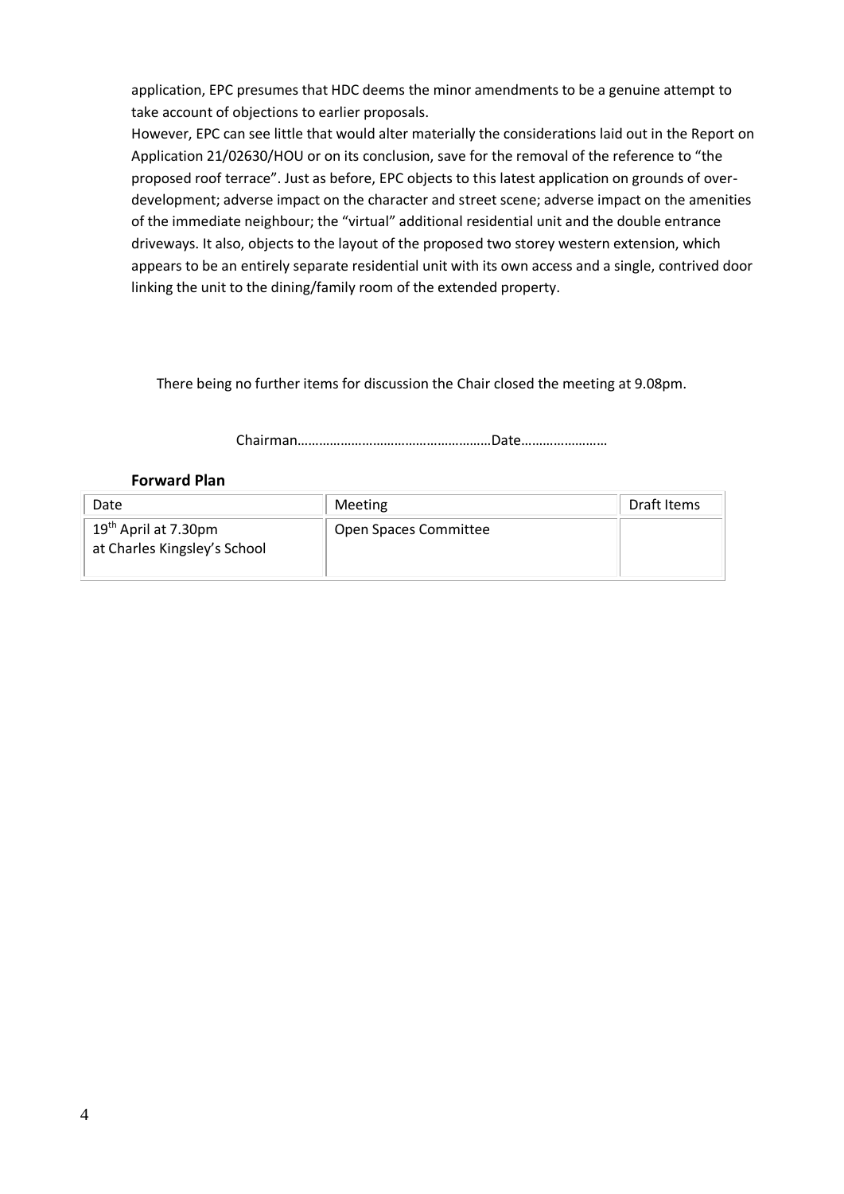application, EPC presumes that HDC deems the minor amendments to be a genuine attempt to take account of objections to earlier proposals.

However, EPC can see little that would alter materially the considerations laid out in the Report on Application 21/02630/HOU or on its conclusion, save for the removal of the reference to "the proposed roof terrace". Just as before, EPC objects to this latest application on grounds of over-development; adverse impact on the character and street scene; adverse impact on the amenities of the immediate neighbour; the "virtual" additional residential unit and the double entrance driveways. It also, objects to the layout of the proposed two storey western extension, which appears to be an entirely separate residential unit with its own access and a single, contrived door linking the unit to the dining/family room of the extended property.

There being no further items for discussion the Chair closed the meeting at 9.08pm.

Chairman……………………………………………Date……………………

**Forward Plan**

| Date | Meeting | Draft Items |
|---|---|---|
| 19th April at 7.30pm at Charles Kingsley's School | Open Spaces Committee | |